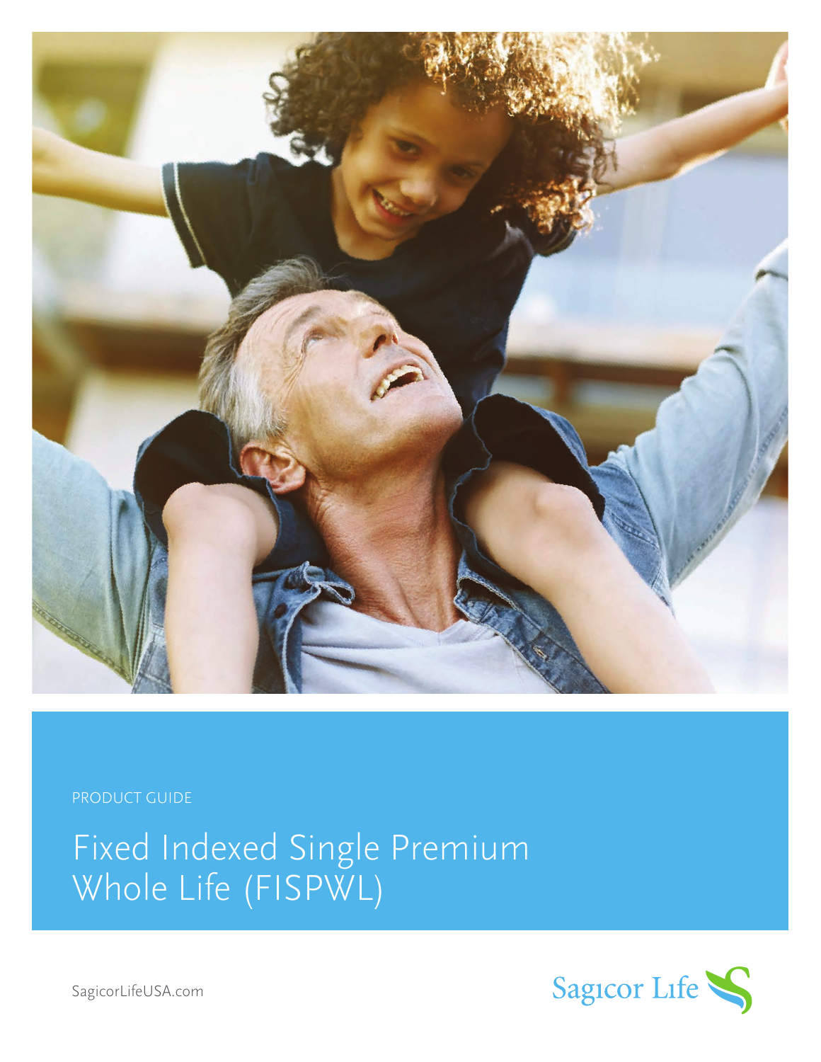PRODUCT GUIDE

# Fixed Indexed Single Premium Whole Life (FISPWL)

SagicorLifeUSA.com

Sagicor Life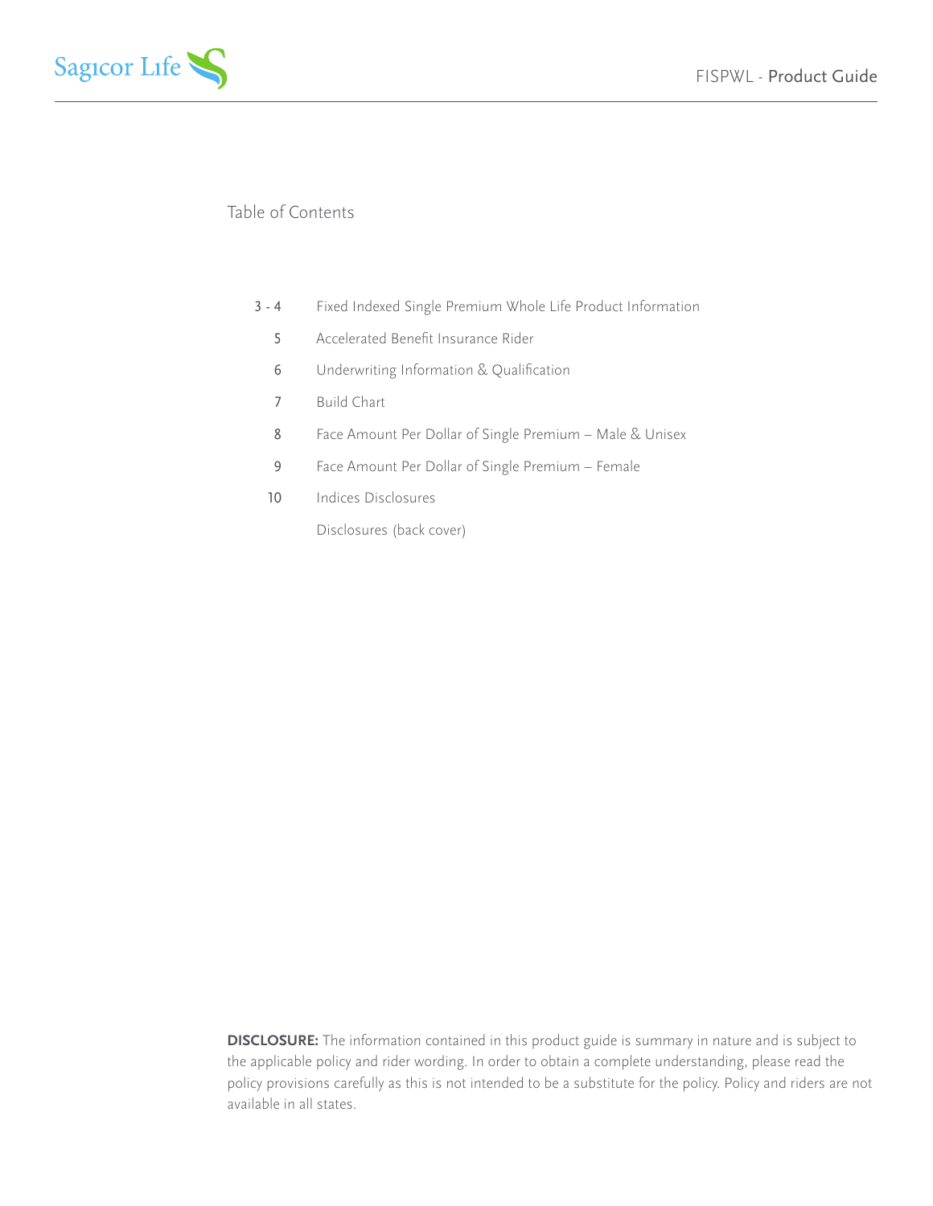## Table of Contents

| | |
|---|---|
| 3 - 4 | Fixed Indexed Single Premium Whole Life Product Information |
| 5 | Accelerated Benefit Insurance Rider |
| 6 | Underwriting Information & Qualification |
| 7 | Build Chart |
| 8 | Face Amount Per Dollar of Single Premium – Male & Unisex |
| 9 | Face Amount Per Dollar of Single Premium – Female |
| 10 | Indices Disclosures |
| | Disclosures (back cover) |

**DISCLOSURE:** The information contained in this product guide is summary in nature and is subject to the applicable policy and rider wording. In order to obtain a complete understanding, please read the policy provisions carefully as this is not intended to be a substitute for the policy. Policy and riders are not available in all states.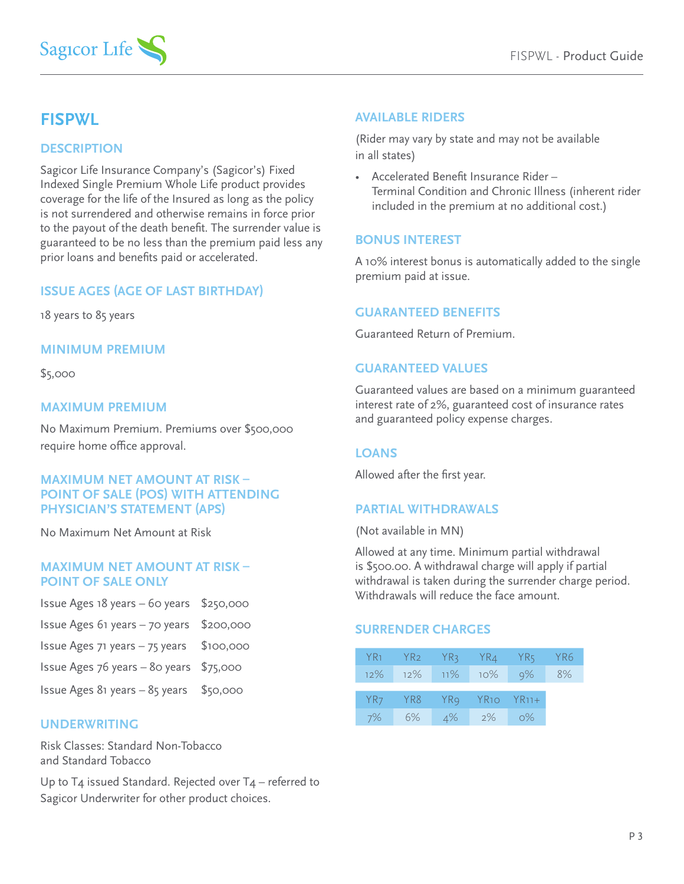# FISPWL

## DESCRIPTION

Sagicor Life Insurance Company's (Sagicor's) Fixed Indexed Single Premium Whole Life product provides coverage for the life of the Insured as long as the policy is not surrendered and otherwise remains in force prior to the payout of the death benefit. The surrender value is guaranteed to be no less than the premium paid less any prior loans and benefits paid or accelerated.

## ISSUE AGES (AGE OF LAST BIRTHDAY)

18 years to 85 years

## MINIMUM PREMIUM

$5,000

## MAXIMUM PREMIUM

No Maximum Premium. Premiums over $500,000 require home office approval.

## MAXIMUM NET AMOUNT AT RISK – POINT OF SALE (POS) WITH ATTENDING PHYSICIAN'S STATEMENT (APS)

No Maximum Net Amount at Risk

## MAXIMUM NET AMOUNT AT RISK – POINT OF SALE ONLY

| | |
|---|---|
| Issue Ages 18 years – 60 years | $250,000 |
| Issue Ages 61 years – 70 years | $200,000 |
| Issue Ages 71 years – 75 years | $100,000 |
| Issue Ages 76 years – 80 years | $75,000 |
| Issue Ages 81 years – 85 years | $50,000 |

## UNDERWRITING

Risk Classes: Standard Non-Tobacco and Standard Tobacco

Up to T4 issued Standard. Rejected over T4 – referred to Sagicor Underwriter for other product choices.

## AVAILABLE RIDERS

(Rider may vary by state and may not be available in all states)

- Accelerated Benefit Insurance Rider – Terminal Condition and Chronic Illness (inherent rider included in the premium at no additional cost.)

## BONUS INTEREST

A 10% interest bonus is automatically added to the single premium paid at issue.

## GUARANTEED BENEFITS

Guaranteed Return of Premium.

## GUARANTEED VALUES

Guaranteed values are based on a minimum guaranteed interest rate of 2%, guaranteed cost of insurance rates and guaranteed policy expense charges.

## LOANS

Allowed after the first year.

## PARTIAL WITHDRAWALS

(Not available in MN)

Allowed at any time. Minimum partial withdrawal is $500.00. A withdrawal charge will apply if partial withdrawal is taken during the surrender charge period. Withdrawals will reduce the face amount.

## SURRENDER CHARGES

| YR1 | YR2 | YR3 | YR4 | YR5 | YR6 |
|---|---|---|---|---|---|
| 12% | 12% | 11% | 10% | 9% | 8% |

| YR7 | YR8 | YR9 | YR10 | YR11+ |
|---|---|---|---|---|
| 7% | 6% | 4% | 2% | 0% |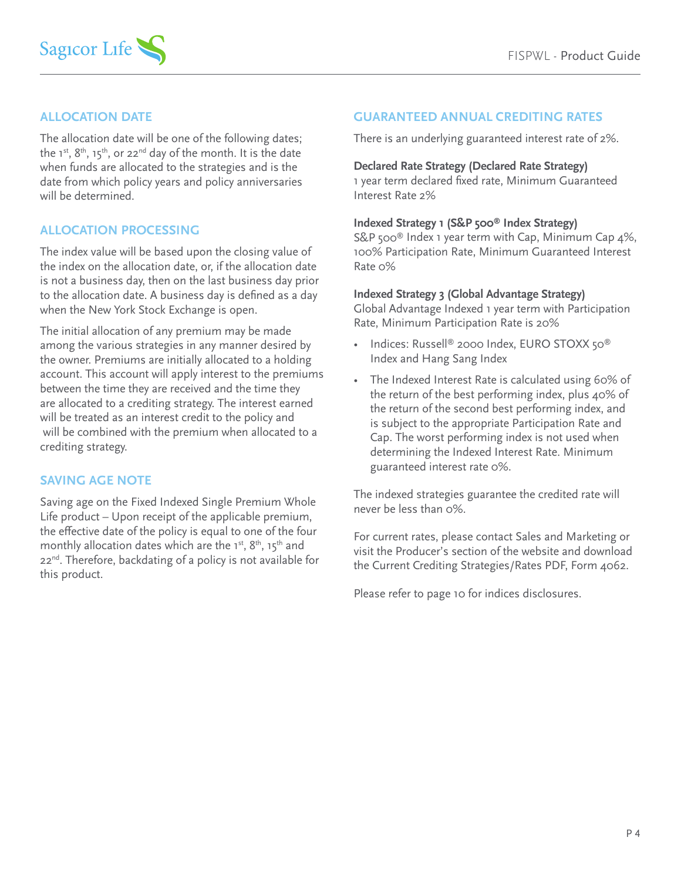## ALLOCATION DATE

The allocation date will be one of the following dates; the 1st, 8th, 15th, or 22nd day of the month. It is the date when funds are allocated to the strategies and is the date from which policy years and policy anniversaries will be determined.

## ALLOCATION PROCESSING

The index value will be based upon the closing value of the index on the allocation date, or, if the allocation date is not a business day, then on the last business day prior to the allocation date. A business day is defined as a day when the New York Stock Exchange is open.

The initial allocation of any premium may be made among the various strategies in any manner desired by the owner. Premiums are initially allocated to a holding account. This account will apply interest to the premiums between the time they are received and the time they are allocated to a crediting strategy. The interest earned will be treated as an interest credit to the policy and will be combined with the premium when allocated to a crediting strategy.

## SAVING AGE NOTE

Saving age on the Fixed Indexed Single Premium Whole Life product – Upon receipt of the applicable premium, the effective date of the policy is equal to one of the four monthly allocation dates which are the 1st, 8th, 15th and 22nd. Therefore, backdating of a policy is not available for this product.

## GUARANTEED ANNUAL CREDITING RATES

There is an underlying guaranteed interest rate of 2%.

**Declared Rate Strategy (Declared Rate Strategy)**
1 year term declared fixed rate, Minimum Guaranteed Interest Rate 2%

**Indexed Strategy 1 (S&P 500® Index Strategy)**
S&P 500® Index 1 year term with Cap, Minimum Cap 4%, 100% Participation Rate, Minimum Guaranteed Interest Rate 0%

**Indexed Strategy 3 (Global Advantage Strategy)**
Global Advantage Indexed 1 year term with Participation Rate, Minimum Participation Rate is 20%

- Indices: Russell® 2000 Index, EURO STOXX 50® Index and Hang Sang Index
- The Indexed Interest Rate is calculated using 60% of the return of the best performing index, plus 40% of the return of the second best performing index, and is subject to the appropriate Participation Rate and Cap. The worst performing index is not used when determining the Indexed Interest Rate. Minimum guaranteed interest rate 0%.

The indexed strategies guarantee the credited rate will never be less than 0%.

For current rates, please contact Sales and Marketing or visit the Producer's section of the website and download the Current Crediting Strategies/Rates PDF, Form 4062.

Please refer to page 10 for indices disclosures.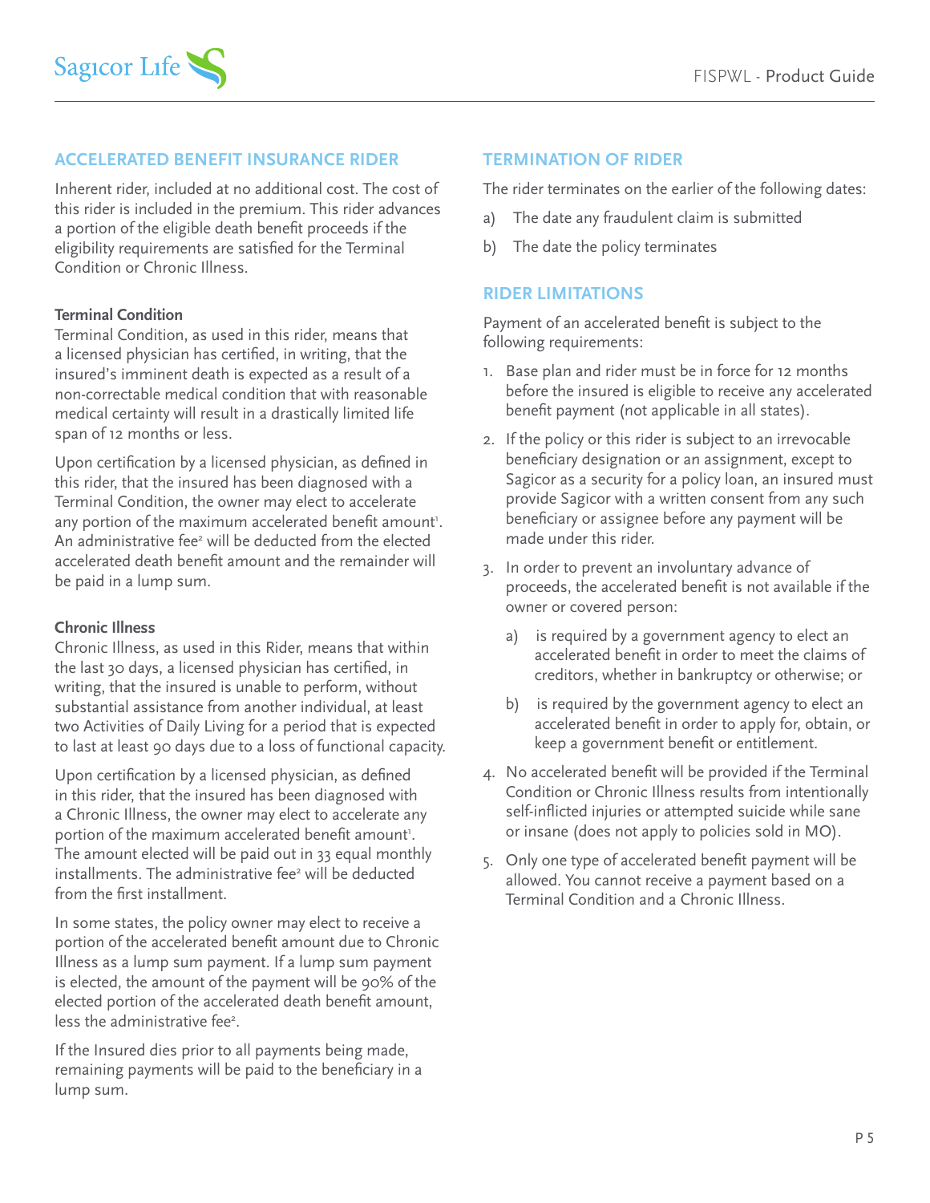## ACCELERATED BENEFIT INSURANCE RIDER

Inherent rider, included at no additional cost. The cost of this rider is included in the premium. This rider advances a portion of the eligible death benefit proceeds if the eligibility requirements are satisfied for the Terminal Condition or Chronic Illness.

**Terminal Condition**

Terminal Condition, as used in this rider, means that a licensed physician has certified, in writing, that the insured's imminent death is expected as a result of a non-correctable medical condition that with reasonable medical certainty will result in a drastically limited life span of 12 months or less.

Upon certification by a licensed physician, as defined in this rider, that the insured has been diagnosed with a Terminal Condition, the owner may elect to accelerate any portion of the maximum accelerated benefit amount[1]. An administrative fee[2] will be deducted from the elected accelerated death benefit amount and the remainder will be paid in a lump sum.

**Chronic Illness**

Chronic Illness, as used in this Rider, means that within the last 30 days, a licensed physician has certified, in writing, that the insured is unable to perform, without substantial assistance from another individual, at least two Activities of Daily Living for a period that is expected to last at least 90 days due to a loss of functional capacity.

Upon certification by a licensed physician, as defined in this rider, that the insured has been diagnosed with a Chronic Illness, the owner may elect to accelerate any portion of the maximum accelerated benefit amount[1]. The amount elected will be paid out in 33 equal monthly installments. The administrative fee[2] will be deducted from the first installment.

In some states, the policy owner may elect to receive a portion of the accelerated benefit amount due to Chronic Illness as a lump sum payment. If a lump sum payment is elected, the amount of the payment will be 90% of the elected portion of the accelerated death benefit amount, less the administrative fee[2].

If the Insured dies prior to all payments being made, remaining payments will be paid to the beneficiary in a lump sum.

## TERMINATION OF RIDER

The rider terminates on the earlier of the following dates:

a) The date any fraudulent claim is submitted
b) The date the policy terminates

## RIDER LIMITATIONS

Payment of an accelerated benefit is subject to the following requirements:

1. Base plan and rider must be in force for 12 months before the insured is eligible to receive any accelerated benefit payment (not applicable in all states).
2. If the policy or this rider is subject to an irrevocable beneficiary designation or an assignment, except to Sagicor as a security for a policy loan, an insured must provide Sagicor with a written consent from any such beneficiary or assignee before any payment will be made under this rider.
3. In order to prevent an involuntary advance of proceeds, the accelerated benefit is not available if the owner or covered person:
   a) is required by a government agency to elect an accelerated benefit in order to meet the claims of creditors, whether in bankruptcy or otherwise; or
   b) is required by the government agency to elect an accelerated benefit in order to apply for, obtain, or keep a government benefit or entitlement.
4. No accelerated benefit will be provided if the Terminal Condition or Chronic Illness results from intentionally self-inflicted injuries or attempted suicide while sane or insane (does not apply to policies sold in MO).
5. Only one type of accelerated benefit payment will be allowed. You cannot receive a payment based on a Terminal Condition and a Chronic Illness.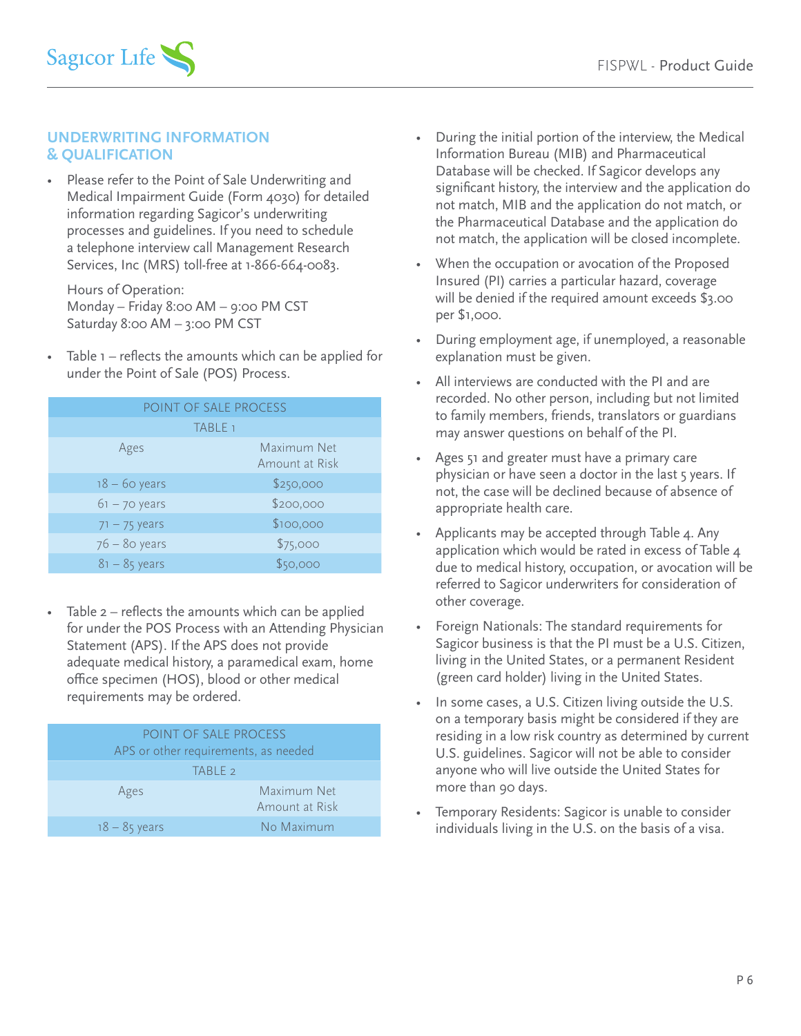## UNDERWRITING INFORMATION & QUALIFICATION

- Please refer to the Point of Sale Underwriting and Medical Impairment Guide (Form 4030) for detailed information regarding Sagicor's underwriting processes and guidelines. If you need to schedule a telephone interview call Management Research Services, Inc (MRS) toll-free at 1-866-664-0083.

  Hours of Operation:
  Monday – Friday 8:00 AM – 9:00 PM CST
  Saturday 8:00 AM – 3:00 PM CST

- Table 1 – reflects the amounts which can be applied for under the Point of Sale (POS) Process.

| POINT OF SALE PROCESS | |
|---|---|
| TABLE 1 | |
| Ages | Maximum Net Amount at Risk |
| 18 – 60 years | $250,000 |
| 61 – 70 years | $200,000 |
| 71 – 75 years | $100,000 |
| 76 – 80 years | $75,000 |
| 81 – 85 years | $50,000 |

- Table 2 – reflects the amounts which can be applied for under the POS Process with an Attending Physician Statement (APS). If the APS does not provide adequate medical history, a paramedical exam, home office specimen (HOS), blood or other medical requirements may be ordered.

| POINT OF SALE PROCESS APS or other requirements, as needed | |
|---|---|
| TABLE 2 | |
| Ages | Maximum Net Amount at Risk |
| 18 – 85 years | No Maximum |

- During the initial portion of the interview, the Medical Information Bureau (MIB) and Pharmaceutical Database will be checked. If Sagicor develops any significant history, the interview and the application do not match, MIB and the application do not match, or the Pharmaceutical Database and the application do not match, the application will be closed incomplete.
- When the occupation or avocation of the Proposed Insured (PI) carries a particular hazard, coverage will be denied if the required amount exceeds $3.00 per $1,000.
- During employment age, if unemployed, a reasonable explanation must be given.
- All interviews are conducted with the PI and are recorded. No other person, including but not limited to family members, friends, translators or guardians may answer questions on behalf of the PI.
- Ages 51 and greater must have a primary care physician or have seen a doctor in the last 5 years. If not, the case will be declined because of absence of appropriate health care.
- Applicants may be accepted through Table 4. Any application which would be rated in excess of Table 4 due to medical history, occupation, or avocation will be referred to Sagicor underwriters for consideration of other coverage.
- Foreign Nationals: The standard requirements for Sagicor business is that the PI must be a U.S. Citizen, living in the United States, or a permanent Resident (green card holder) living in the United States.
- In some cases, a U.S. Citizen living outside the U.S. on a temporary basis might be considered if they are residing in a low risk country as determined by current U.S. guidelines. Sagicor will not be able to consider anyone who will live outside the United States for more than 90 days.
- Temporary Residents: Sagicor is unable to consider individuals living in the U.S. on the basis of a visa.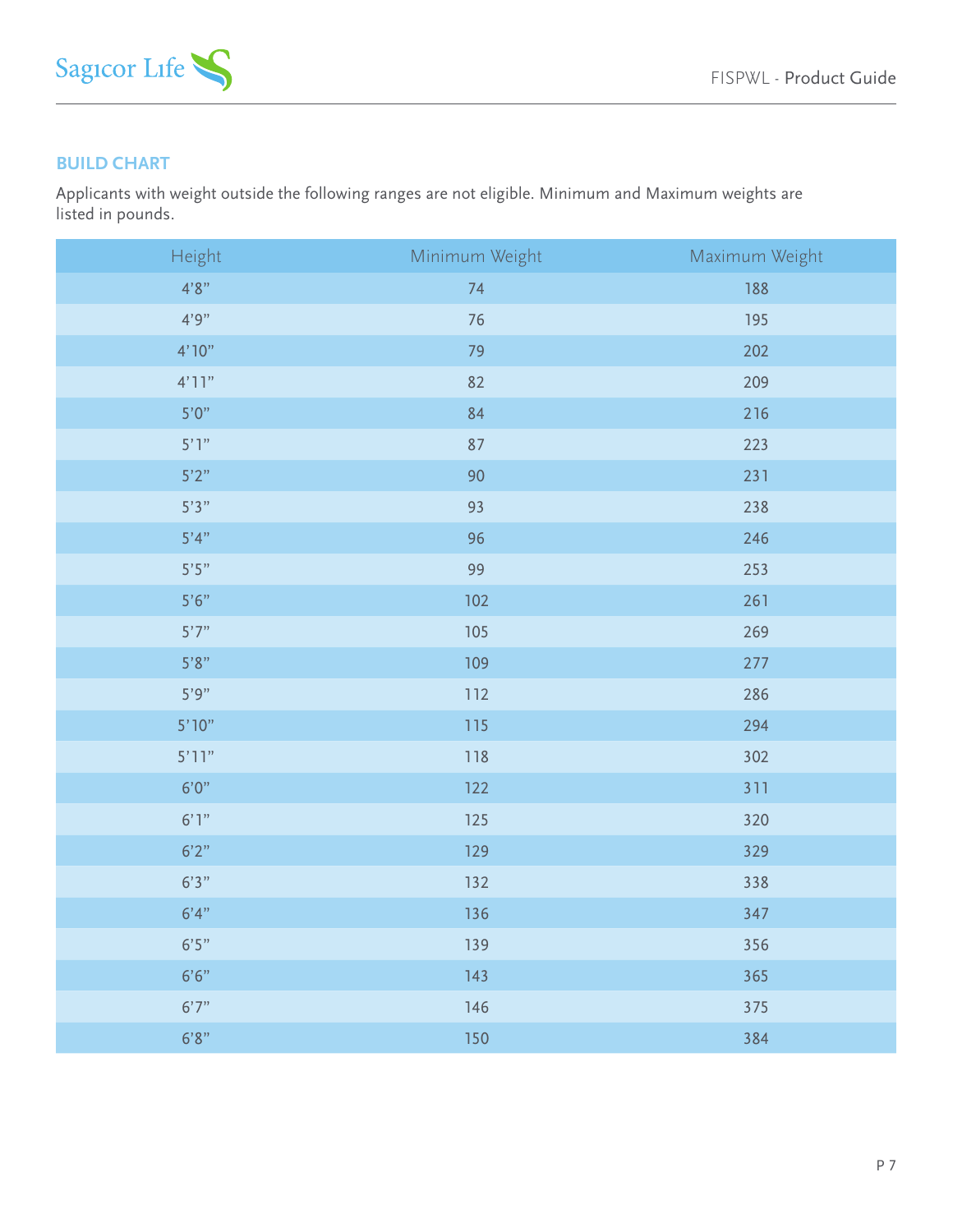## BUILD CHART

Applicants with weight outside the following ranges are not eligible. Minimum and Maximum weights are listed in pounds.

| Height | Minimum Weight | Maximum Weight |
|---|---|---|
| 4’8” | 74 | 188 |
| 4’9” | 76 | 195 |
| 4’10” | 79 | 202 |
| 4’11” | 82 | 209 |
| 5’0” | 84 | 216 |
| 5’1” | 87 | 223 |
| 5’2” | 90 | 231 |
| 5’3” | 93 | 238 |
| 5’4” | 96 | 246 |
| 5’5” | 99 | 253 |
| 5’6” | 102 | 261 |
| 5’7” | 105 | 269 |
| 5’8” | 109 | 277 |
| 5’9” | 112 | 286 |
| 5’10” | 115 | 294 |
| 5’11” | 118 | 302 |
| 6’0” | 122 | 311 |
| 6’1” | 125 | 320 |
| 6’2” | 129 | 329 |
| 6’3” | 132 | 338 |
| 6’4” | 136 | 347 |
| 6’5” | 139 | 356 |
| 6’6” | 143 | 365 |
| 6’7” | 146 | 375 |
| 6’8” | 150 | 384 |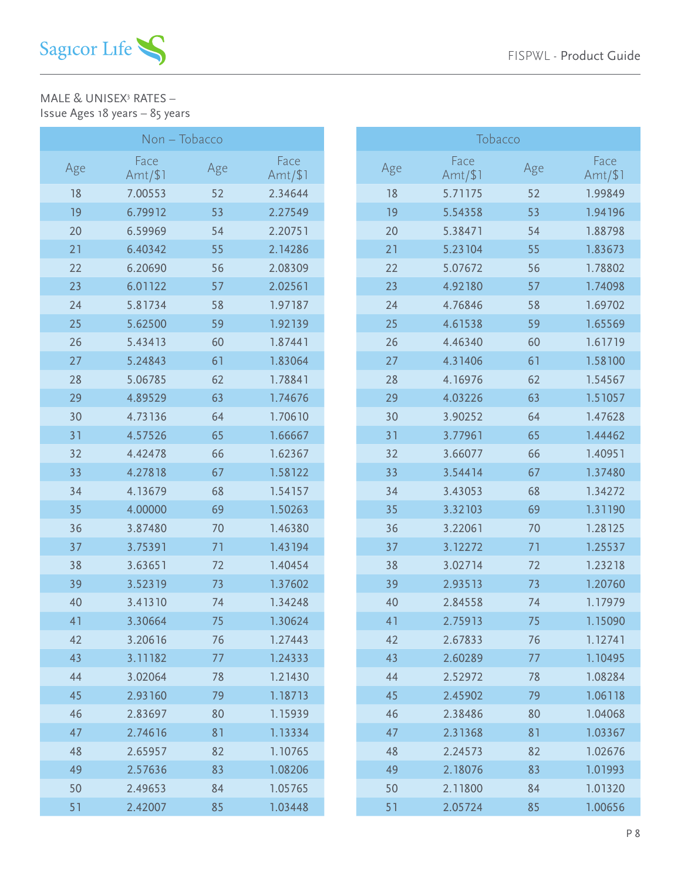MALE & UNISEX[3] RATES –
Issue Ages 18 years – 85 years

| Non – Tobacco | | | | Tobacco | | | |
|---|---|---|---|---|---|---|---|
| Age | Face Amt/$1 | Age | Face Amt/$1 | Age | Face Amt/$1 | Age | Face Amt/$1 |
| 18 | 7.00553 | 52 | 2.34644 | 18 | 5.71175 | 52 | 1.99849 |
| 19 | 6.79912 | 53 | 2.27549 | 19 | 5.54358 | 53 | 1.94196 |
| 20 | 6.59969 | 54 | 2.20751 | 20 | 5.38471 | 54 | 1.88798 |
| 21 | 6.40342 | 55 | 2.14286 | 21 | 5.23104 | 55 | 1.83673 |
| 22 | 6.20690 | 56 | 2.08309 | 22 | 5.07672 | 56 | 1.78802 |
| 23 | 6.01122 | 57 | 2.02561 | 23 | 4.92180 | 57 | 1.74098 |
| 24 | 5.81734 | 58 | 1.97187 | 24 | 4.76846 | 58 | 1.69702 |
| 25 | 5.62500 | 59 | 1.92139 | 25 | 4.61538 | 59 | 1.65569 |
| 26 | 5.43413 | 60 | 1.87441 | 26 | 4.46340 | 60 | 1.61719 |
| 27 | 5.24843 | 61 | 1.83064 | 27 | 4.31406 | 61 | 1.58100 |
| 28 | 5.06785 | 62 | 1.78841 | 28 | 4.16976 | 62 | 1.54567 |
| 29 | 4.89529 | 63 | 1.74676 | 29 | 4.03226 | 63 | 1.51057 |
| 30 | 4.73136 | 64 | 1.70610 | 30 | 3.90252 | 64 | 1.47628 |
| 31 | 4.57526 | 65 | 1.66667 | 31 | 3.77961 | 65 | 1.44462 |
| 32 | 4.42478 | 66 | 1.62367 | 32 | 3.66077 | 66 | 1.40951 |
| 33 | 4.27818 | 67 | 1.58122 | 33 | 3.54414 | 67 | 1.37480 |
| 34 | 4.13679 | 68 | 1.54157 | 34 | 3.43053 | 68 | 1.34272 |
| 35 | 4.00000 | 69 | 1.50263 | 35 | 3.32103 | 69 | 1.31190 |
| 36 | 3.87480 | 70 | 1.46380 | 36 | 3.22061 | 70 | 1.28125 |
| 37 | 3.75391 | 71 | 1.43194 | 37 | 3.12272 | 71 | 1.25537 |
| 38 | 3.63651 | 72 | 1.40454 | 38 | 3.02714 | 72 | 1.23218 |
| 39 | 3.52319 | 73 | 1.37602 | 39 | 2.93513 | 73 | 1.20760 |
| 40 | 3.41310 | 74 | 1.34248 | 40 | 2.84558 | 74 | 1.17979 |
| 41 | 3.30664 | 75 | 1.30624 | 41 | 2.75913 | 75 | 1.15090 |
| 42 | 3.20616 | 76 | 1.27443 | 42 | 2.67833 | 76 | 1.12741 |
| 43 | 3.11182 | 77 | 1.24333 | 43 | 2.60289 | 77 | 1.10495 |
| 44 | 3.02064 | 78 | 1.21430 | 44 | 2.52972 | 78 | 1.08284 |
| 45 | 2.93160 | 79 | 1.18713 | 45 | 2.45902 | 79 | 1.06118 |
| 46 | 2.83697 | 80 | 1.15939 | 46 | 2.38486 | 80 | 1.04068 |
| 47 | 2.74616 | 81 | 1.13334 | 47 | 2.31368 | 81 | 1.03367 |
| 48 | 2.65957 | 82 | 1.10765 | 48 | 2.24573 | 82 | 1.02676 |
| 49 | 2.57636 | 83 | 1.08206 | 49 | 2.18076 | 83 | 1.01993 |
| 50 | 2.49653 | 84 | 1.05765 | 50 | 2.11800 | 84 | 1.01320 |
| 51 | 2.42007 | 85 | 1.03448 | 51 | 2.05724 | 85 | 1.00656 |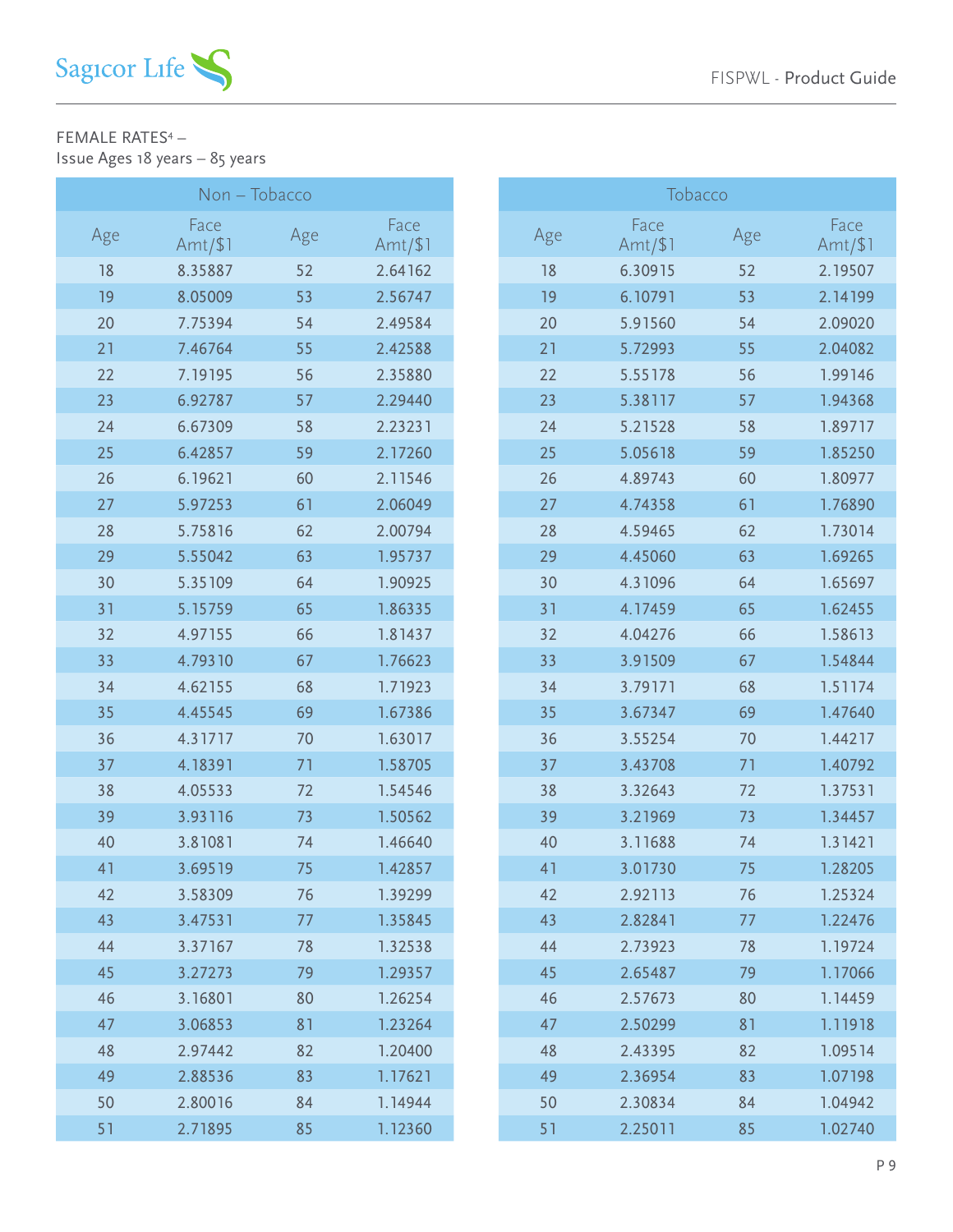FEMALE RATES[4] –
Issue Ages 18 years – 85 years

| Non – Tobacco | | | |
|---|---|---|---|
| Age | Face Amt/$1 | Age | Face Amt/$1 |
| 18 | 8.35887 | 52 | 2.64162 |
| 19 | 8.05009 | 53 | 2.56747 |
| 20 | 7.75394 | 54 | 2.49584 |
| 21 | 7.46764 | 55 | 2.42588 |
| 22 | 7.19195 | 56 | 2.35880 |
| 23 | 6.92787 | 57 | 2.29440 |
| 24 | 6.67309 | 58 | 2.23231 |
| 25 | 6.42857 | 59 | 2.17260 |
| 26 | 6.19621 | 60 | 2.11546 |
| 27 | 5.97253 | 61 | 2.06049 |
| 28 | 5.75816 | 62 | 2.00794 |
| 29 | 5.55042 | 63 | 1.95737 |
| 30 | 5.35109 | 64 | 1.90925 |
| 31 | 5.15759 | 65 | 1.86335 |
| 32 | 4.97155 | 66 | 1.81437 |
| 33 | 4.79310 | 67 | 1.76623 |
| 34 | 4.62155 | 68 | 1.71923 |
| 35 | 4.45545 | 69 | 1.67386 |
| 36 | 4.31717 | 70 | 1.63017 |
| 37 | 4.18391 | 71 | 1.58705 |
| 38 | 4.05533 | 72 | 1.54546 |
| 39 | 3.93116 | 73 | 1.50562 |
| 40 | 3.81081 | 74 | 1.46640 |
| 41 | 3.69519 | 75 | 1.42857 |
| 42 | 3.58309 | 76 | 1.39299 |
| 43 | 3.47531 | 77 | 1.35845 |
| 44 | 3.37167 | 78 | 1.32538 |
| 45 | 3.27273 | 79 | 1.29357 |
| 46 | 3.16801 | 80 | 1.26254 |
| 47 | 3.06853 | 81 | 1.23264 |
| 48 | 2.97442 | 82 | 1.20400 |
| 49 | 2.88536 | 83 | 1.17621 |
| 50 | 2.80016 | 84 | 1.14944 |
| 51 | 2.71895 | 85 | 1.12360 |

| Tobacco | | | |
|---|---|---|---|
| Age | Face Amt/$1 | Age | Face Amt/$1 |
| 18 | 6.30915 | 52 | 2.19507 |
| 19 | 6.10791 | 53 | 2.14199 |
| 20 | 5.91560 | 54 | 2.09020 |
| 21 | 5.72993 | 55 | 2.04082 |
| 22 | 5.55178 | 56 | 1.99146 |
| 23 | 5.38117 | 57 | 1.94368 |
| 24 | 5.21528 | 58 | 1.89717 |
| 25 | 5.05618 | 59 | 1.85250 |
| 26 | 4.89743 | 60 | 1.80977 |
| 27 | 4.74358 | 61 | 1.76890 |
| 28 | 4.59465 | 62 | 1.73014 |
| 29 | 4.45060 | 63 | 1.69265 |
| 30 | 4.31096 | 64 | 1.65697 |
| 31 | 4.17459 | 65 | 1.62455 |
| 32 | 4.04276 | 66 | 1.58613 |
| 33 | 3.91509 | 67 | 1.54844 |
| 34 | 3.79171 | 68 | 1.51174 |
| 35 | 3.67347 | 69 | 1.47640 |
| 36 | 3.55254 | 70 | 1.44217 |
| 37 | 3.43708 | 71 | 1.40792 |
| 38 | 3.32643 | 72 | 1.37531 |
| 39 | 3.21969 | 73 | 1.34457 |
| 40 | 3.11688 | 74 | 1.31421 |
| 41 | 3.01730 | 75 | 1.28205 |
| 42 | 2.92113 | 76 | 1.25324 |
| 43 | 2.82841 | 77 | 1.22476 |
| 44 | 2.73923 | 78 | 1.19724 |
| 45 | 2.65487 | 79 | 1.17066 |
| 46 | 2.57673 | 80 | 1.14459 |
| 47 | 2.50299 | 81 | 1.11918 |
| 48 | 2.43395 | 82 | 1.09514 |
| 49 | 2.36954 | 83 | 1.07198 |
| 50 | 2.30834 | 84 | 1.04942 |
| 51 | 2.25011 | 85 | 1.02740 |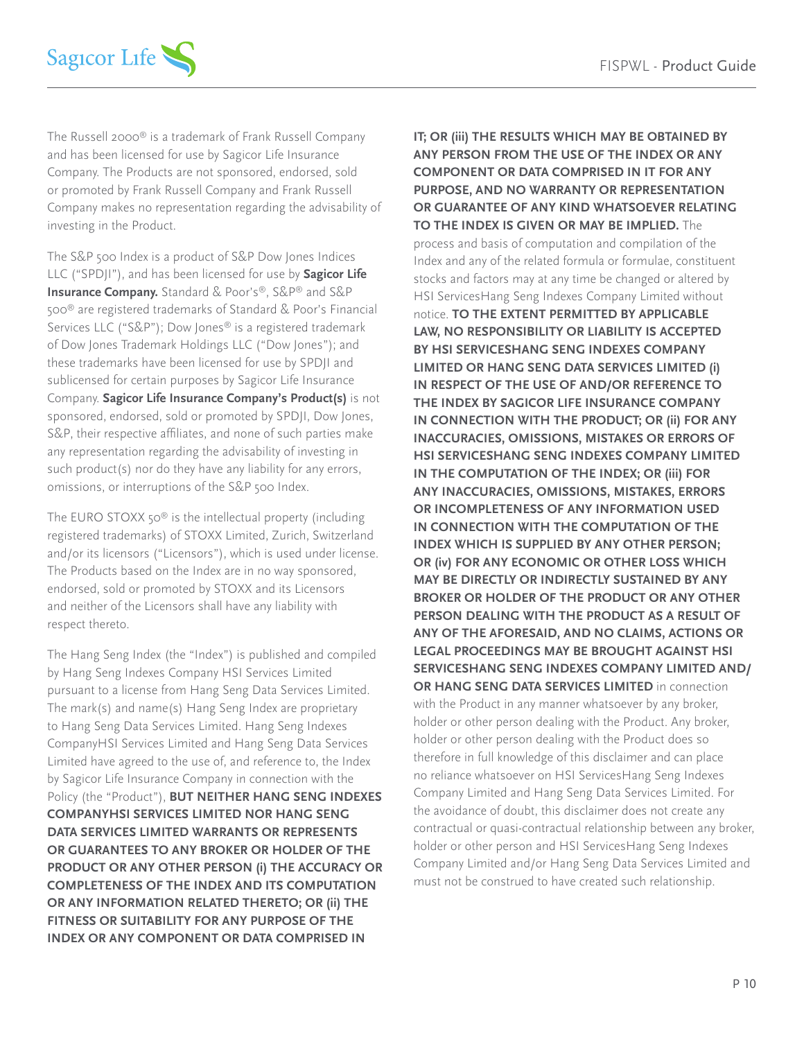The Russell 2000® is a trademark of Frank Russell Company and has been licensed for use by Sagicor Life Insurance Company. The Products are not sponsored, endorsed, sold or promoted by Frank Russell Company and Frank Russell Company makes no representation regarding the advisability of investing in the Product.

The S&P 500 Index is a product of S&P Dow Jones Indices LLC ("SPDJI"), and has been licensed for use by **Sagicor Life Insurance Company.** Standard & Poor's®, S&P® and S&P 500® are registered trademarks of Standard & Poor's Financial Services LLC ("S&P"); Dow Jones® is a registered trademark of Dow Jones Trademark Holdings LLC ("Dow Jones"); and these trademarks have been licensed for use by SPDJI and sublicensed for certain purposes by Sagicor Life Insurance Company. **Sagicor Life Insurance Company's Product(s)** is not sponsored, endorsed, sold or promoted by SPDJI, Dow Jones, S&P, their respective affiliates, and none of such parties make any representation regarding the advisability of investing in such product(s) nor do they have any liability for any errors, omissions, or interruptions of the S&P 500 Index.

The EURO STOXX 50® is the intellectual property (including registered trademarks) of STOXX Limited, Zurich, Switzerland and/or its licensors ("Licensors"), which is used under license. The Products based on the Index are in no way sponsored, endorsed, sold or promoted by STOXX and its Licensors and neither of the Licensors shall have any liability with respect thereto.

The Hang Seng Index (the "Index") is published and compiled by Hang Seng Indexes Company HSI Services Limited pursuant to a license from Hang Seng Data Services Limited. The mark(s) and name(s) Hang Seng Index are proprietary to Hang Seng Data Services Limited. Hang Seng Indexes CompanyHSI Services Limited and Hang Seng Data Services Limited have agreed to the use of, and reference to, the Index by Sagicor Life Insurance Company in connection with the Policy (the "Product"), **BUT NEITHER HANG SENG INDEXES COMPANYHSI SERVICES LIMITED NOR HANG SENG DATA SERVICES LIMITED WARRANTS OR REPRESENTS OR GUARANTEES TO ANY BROKER OR HOLDER OF THE PRODUCT OR ANY OTHER PERSON (i) THE ACCURACY OR COMPLETENESS OF THE INDEX AND ITS COMPUTATION OR ANY INFORMATION RELATED THERETO; OR (ii) THE FITNESS OR SUITABILITY FOR ANY PURPOSE OF THE INDEX OR ANY COMPONENT OR DATA COMPRISED IN IT; OR (iii) THE RESULTS WHICH MAY BE OBTAINED BY ANY PERSON FROM THE USE OF THE INDEX OR ANY COMPONENT OR DATA COMPRISED IN IT FOR ANY PURPOSE, AND NO WARRANTY OR REPRESENTATION OR GUARANTEE OF ANY KIND WHATSOEVER RELATING TO THE INDEX IS GIVEN OR MAY BE IMPLIED.** The process and basis of computation and compilation of the Index and any of the related formula or formulae, constituent stocks and factors may at any time be changed or altered by HSI ServicesHang Seng Indexes Company Limited without notice. **TO THE EXTENT PERMITTED BY APPLICABLE LAW, NO RESPONSIBILITY OR LIABILITY IS ACCEPTED BY HSI SERVICESHANG SENG INDEXES COMPANY LIMITED OR HANG SENG DATA SERVICES LIMITED (i) IN RESPECT OF THE USE OF AND/OR REFERENCE TO THE INDEX BY SAGICOR LIFE INSURANCE COMPANY IN CONNECTION WITH THE PRODUCT; OR (ii) FOR ANY INACCURACIES, OMISSIONS, MISTAKES OR ERRORS OF HSI SERVICESHANG SENG INDEXES COMPANY LIMITED IN THE COMPUTATION OF THE INDEX; OR (iii) FOR ANY INACCURACIES, OMISSIONS, MISTAKES, ERRORS OR INCOMPLETENESS OF ANY INFORMATION USED IN CONNECTION WITH THE COMPUTATION OF THE INDEX WHICH IS SUPPLIED BY ANY OTHER PERSON; OR (iv) FOR ANY ECONOMIC OR OTHER LOSS WHICH MAY BE DIRECTLY OR INDIRECTLY SUSTAINED BY ANY BROKER OR HOLDER OF THE PRODUCT OR ANY OTHER PERSON DEALING WITH THE PRODUCT AS A RESULT OF ANY OF THE AFORESAID, AND NO CLAIMS, ACTIONS OR LEGAL PROCEEDINGS MAY BE BROUGHT AGAINST HSI SERVICESHANG SENG INDEXES COMPANY LIMITED AND/ OR HANG SENG DATA SERVICES LIMITED** in connection with the Product in any manner whatsoever by any broker, holder or other person dealing with the Product. Any broker, holder or other person dealing with the Product does so therefore in full knowledge of this disclaimer and can place no reliance whatsoever on HSI ServicesHang Seng Indexes Company Limited and Hang Seng Data Services Limited. For the avoidance of doubt, this disclaimer does not create any contractual or quasi-contractual relationship between any broker, holder or other person and HSI ServicesHang Seng Indexes Company Limited and/or Hang Seng Data Services Limited and must not be construed to have created such relationship.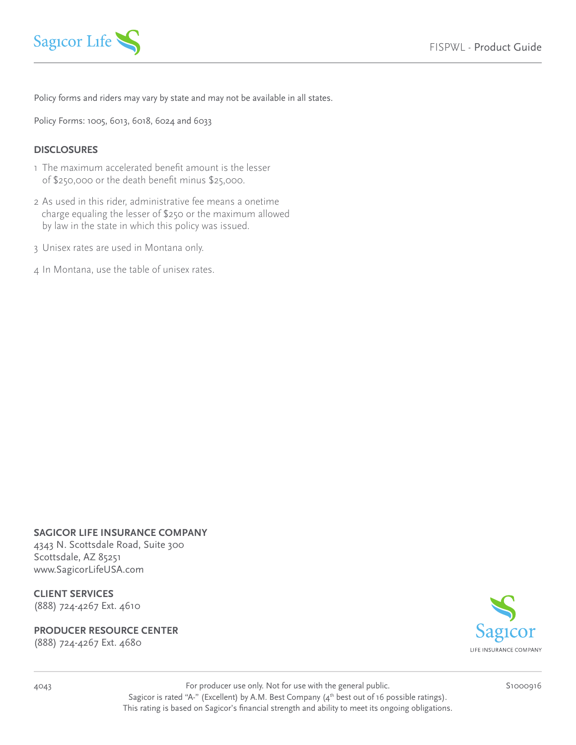Policy forms and riders may vary by state and may not be available in all states.

Policy Forms: 1005, 6013, 6018, 6024 and 6033

## DISCLOSURES

1 The maximum accelerated benefit amount is the lesser of $250,000 or the death benefit minus $25,000.

2 As used in this rider, administrative fee means a onetime charge equaling the lesser of $250 or the maximum allowed by law in the state in which this policy was issued.

3 Unisex rates are used in Montana only.

4 In Montana, use the table of unisex rates.

**SAGICOR LIFE INSURANCE COMPANY**
4343 N. Scottsdale Road, Suite 300
Scottsdale, AZ 85251
www.SagicorLifeUSA.com

**CLIENT SERVICES**
(888) 724-4267 Ext. 4610

**PRODUCER RESOURCE CENTER**
(888) 724-4267 Ext. 4680

Sagicor
LIFE INSURANCE COMPANY

4043

For producer use only. Not for use with the general public.
Sagicor is rated "A-" (Excellent) by A.M. Best Company (4th best out of 16 possible ratings).
This rating is based on Sagicor's financial strength and ability to meet its ongoing obligations.

S1000916